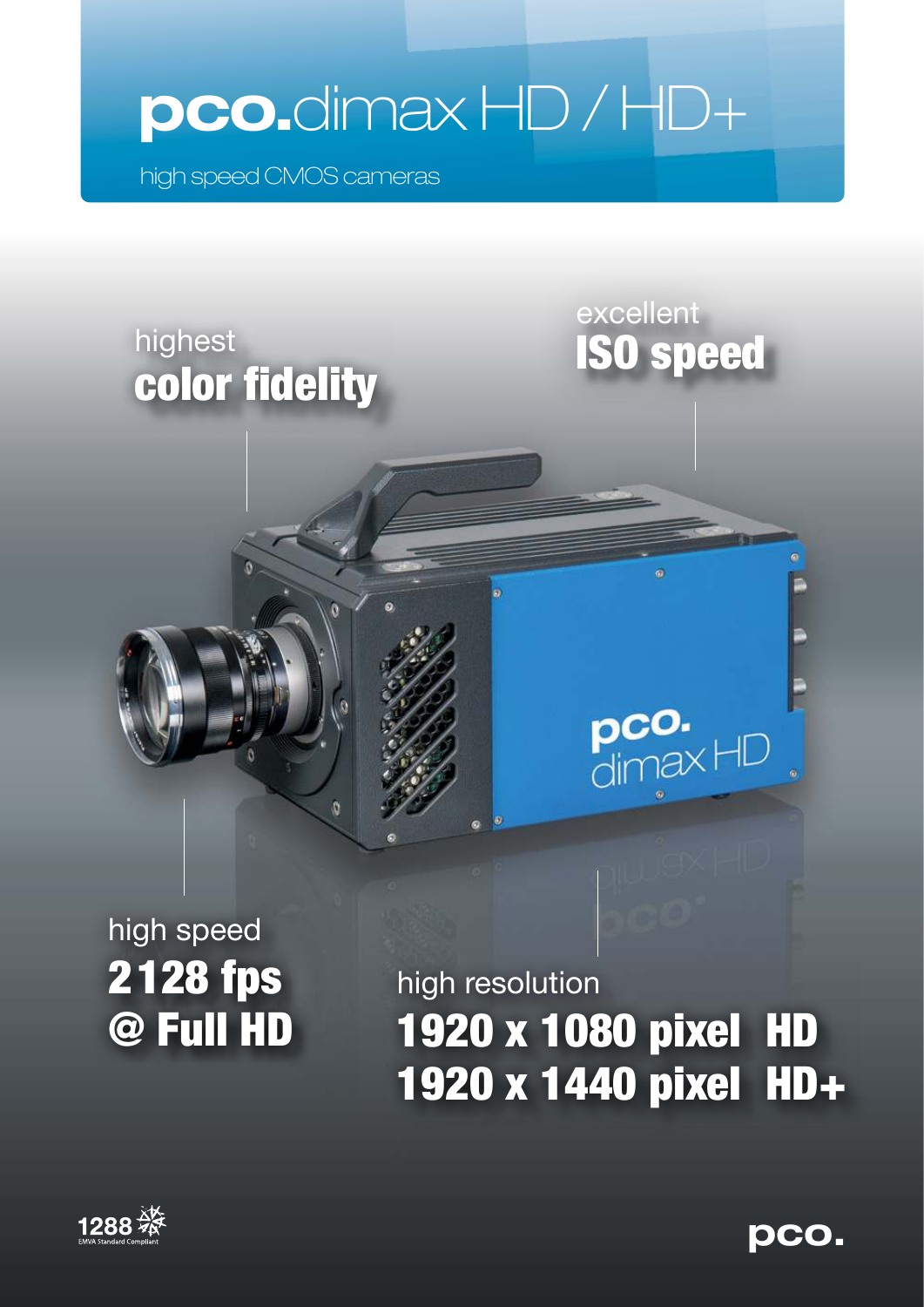# pco.dimax HD / HD+

high speed CMOS cameras

highest
**color fidelity**

excellent
**ISO speed**

high speed
**2128 fps**
**@ Full HD**

high resolution
**1920 x 1080 pixel HD**
**1920 x 1440 pixel HD+**

1288 EMVA Standard Compliant

pco.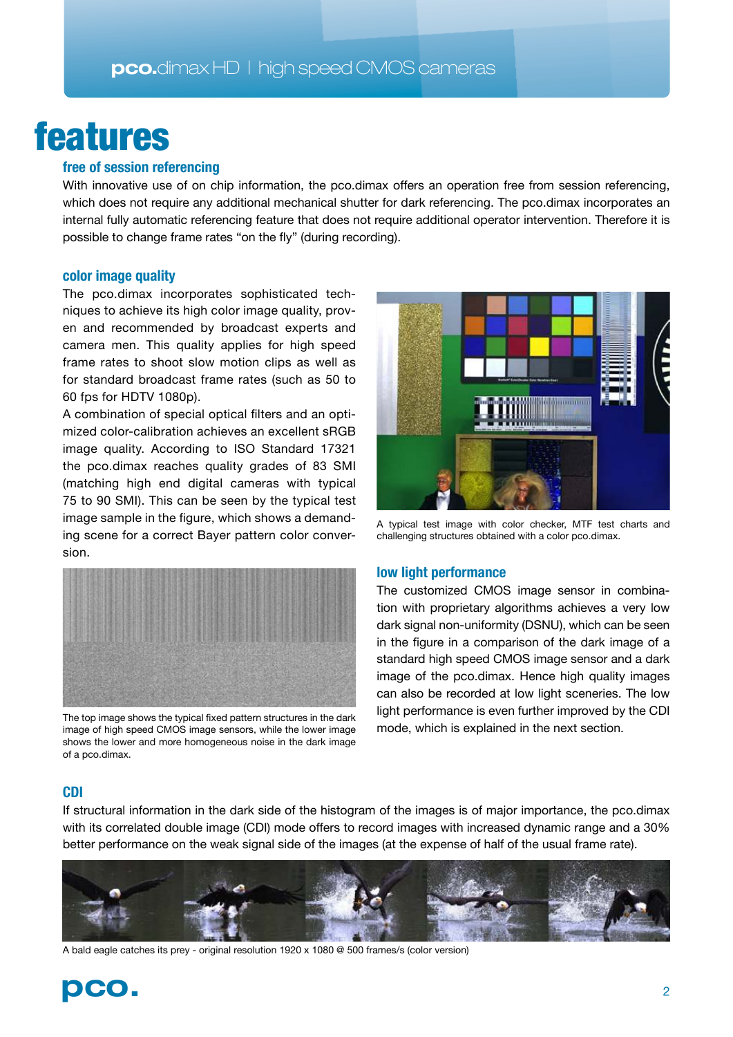# features

## free of session referencing

With innovative use of on chip information, the pco.dimax offers an operation free from session referencing, which does not require any additional mechanical shutter for dark referencing. The pco.dimax incorporates an internal fully automatic referencing feature that does not require additional operator intervention. Therefore it is possible to change frame rates "on the fly" (during recording).

## color image quality

The pco.dimax incorporates sophisticated techniques to achieve its high color image quality, proven and recommended by broadcast experts and camera men. This quality applies for high speed frame rates to shoot slow motion clips as well as for standard broadcast frame rates (such as 50 to 60 fps for HDTV 1080p).

A combination of special optical filters and an optimized color-calibration achieves an excellent sRGB image quality. According to ISO Standard 17321 the pco.dimax reaches quality grades of 83 SMI (matching high end digital cameras with typical 75 to 90 SMI). This can be seen by the typical test image sample in the figure, which shows a demanding scene for a correct Bayer pattern color conversion.

A typical test image with color checker, MTF test charts and challenging structures obtained with a color pco.dimax.

The top image shows the typical fixed pattern structures in the dark image of high speed CMOS image sensors, while the lower image shows the lower and more homogeneous noise in the dark image of a pco.dimax.

## low light performance

The customized CMOS image sensor in combination with proprietary algorithms achieves a very low dark signal non-uniformity (DSNU), which can be seen in the figure in a comparison of the dark image of a standard high speed CMOS image sensor and a dark image of the pco.dimax. Hence high quality images can also be recorded at low light sceneries. The low light performance is even further improved by the CDI mode, which is explained in the next section.

## CDI

If structural information in the dark side of the histogram of the images is of major importance, the pco.dimax with its correlated double image (CDI) mode offers to record images with increased dynamic range and a 30% better performance on the weak signal side of the images (at the expense of half of the usual frame rate).

A bald eagle catches its prey - original resolution 1920 x 1080 @ 500 frames/s (color version)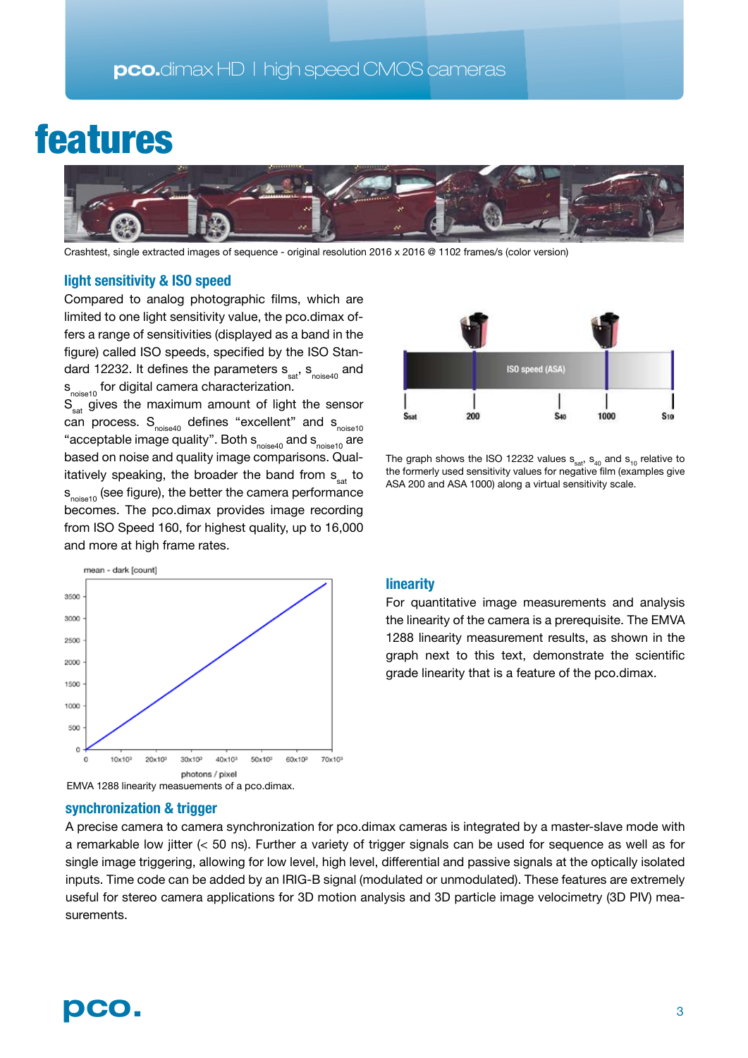# features

Crashtest, single extracted images of sequence - original resolution 2016 x 2016 @ 1102 frames/s (color version)

## light sensitivity & ISO speed

Compared to analog photographic films, which are limited to one light sensitivity value, the pco.dimax offers a range of sensitivities (displayed as a band in the figure) called ISO speeds, specified by the ISO Standard 12232. It defines the parameters $s_{sat}$, $s_{noise40}$ and $s_{noise10}$ for digital camera characterization.

$S_{sat}$ gives the maximum amount of light the sensor can process. $S_{noise40}$ defines "excellent" and $s_{noise10}$ "acceptable image quality". Both $s_{noise40}$ and $s_{noise10}$ are based on noise and quality image comparisons. Qualitatively speaking, the broader the band from $s_{sat}$ to $s_{noise10}$ (see figure), the better the camera performance becomes. The pco.dimax provides image recording from ISO Speed 160, for highest quality, up to 16,000 and more at high frame rates.

The graph shows the ISO 12232 values $s_{sat}$, $s_{40}$ and $s_{10}$ relative to the formerly used sensitivity values for negative film (examples give ASA 200 and ASA 1000) along a virtual sensitivity scale.

EMVA 1288 linearity meausements of a pco.dimax.

## linearity

For quantitative image measurements and analysis the linearity of the camera is a prerequisite. The EMVA 1288 linearity measurement results, as shown in the graph next to this text, demonstrate the scientific grade linearity that is a feature of the pco.dimax.

## synchronization & trigger

A precise camera to camera synchronization for pco.dimax cameras is integrated by a master-slave mode with a remarkable low jitter (< 50 ns). Further a variety of trigger signals can be used for sequence as well as for single image triggering, allowing for low level, high level, differential and passive signals at the optically isolated inputs. Time code can be added by an IRIG-B signal (modulated or unmodulated). These features are extremely useful for stereo camera applications for 3D motion analysis and 3D particle image velocimetry (3D PIV) measurements.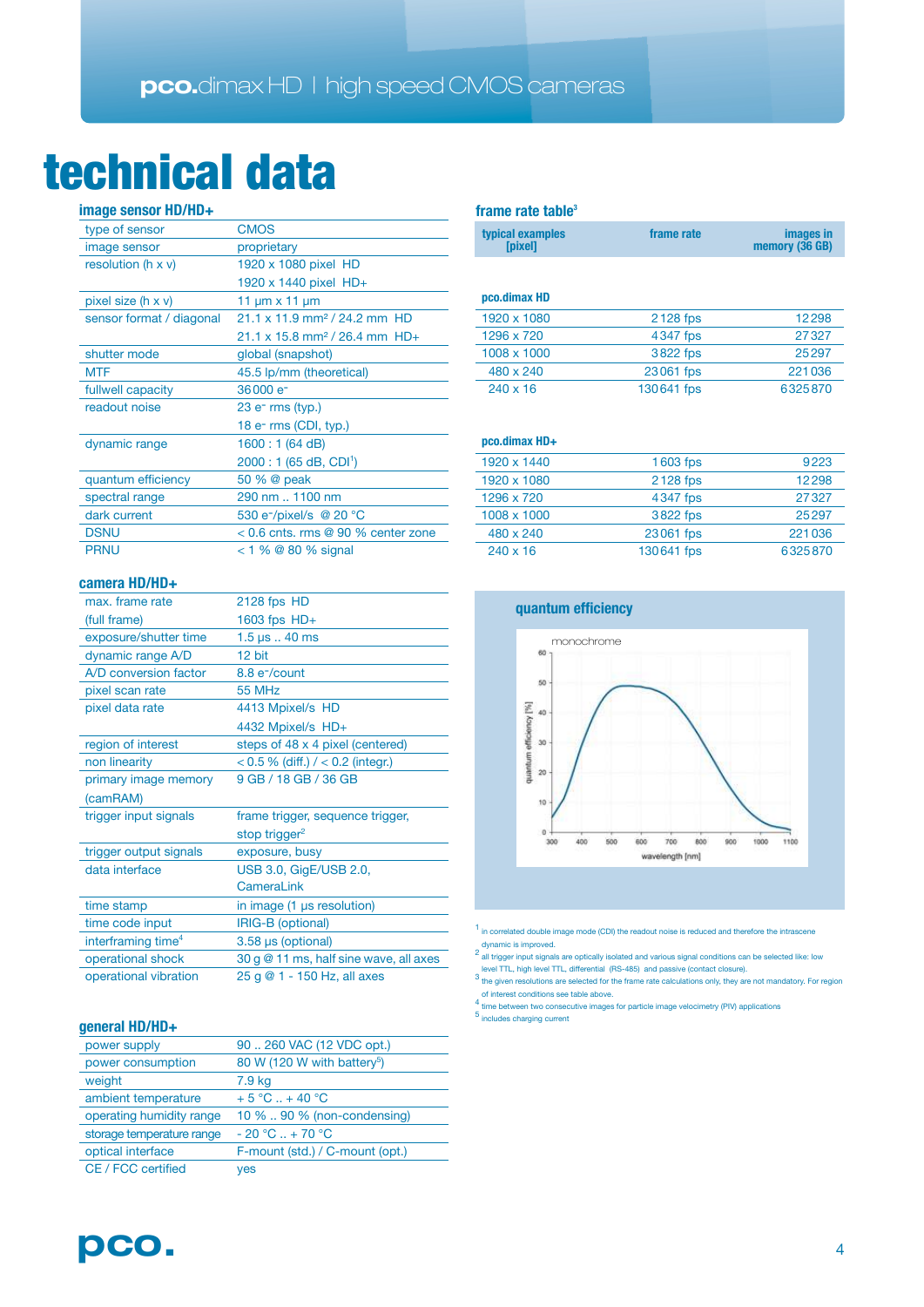# technical data

## image sensor HD/HD+

| | |
|---|---|
| type of sensor | CMOS |
| image sensor | proprietary |
| resolution (h x v) | 1920 x 1080 pixel HD<br>1920 x 1440 pixel HD+ |
| pixel size (h x v) | 11 µm x 11 µm |
| sensor format / diagonal | 21.1 x 11.9 mm² / 24.2 mm HD<br>21.1 x 15.8 mm² / 26.4 mm HD+ |
| shutter mode | global (snapshot) |
| MTF | 45.5 lp/mm (theoretical) |
| fullwell capacity | 36 000 e⁻ |
| readout noise | 23 e⁻ rms (typ.)<br>18 e⁻ rms (CDI, typ.) |
| dynamic range | 1600 : 1 (64 dB)<br>2000 : 1 (65 dB, CDI[1]) |
| quantum efficiency | 50 % @ peak |
| spectral range | 290 nm .. 1100 nm |
| dark current | 530 e⁻/pixel/s @ 20 °C |
| DSNU | < 0.6 cnts. rms @ 90 % center zone |
| PRNU | < 1 % @ 80 % signal |

## camera HD/HD+

| | |
|---|---|
| max. frame rate (full frame) | 2128 fps HD<br>1603 fps HD+ |
| exposure/shutter time | 1.5 µs .. 40 ms |
| dynamic range A/D | 12 bit |
| A/D conversion factor | 8.8 e⁻/count |
| pixel scan rate | 55 MHz |
| pixel data rate | 4413 Mpixel/s HD<br>4432 Mpixel/s HD+ |
| region of interest | steps of 48 x 4 pixel (centered) |
| non linearity | < 0.5 % (diff.) / < 0.2 (integr.) |
| primary image memory (camRAM) | 9 GB / 18 GB / 36 GB |
| trigger input signals | frame trigger, sequence trigger, stop trigger[2] |
| trigger output signals | exposure, busy |
| data interface | USB 3.0, GigE/USB 2.0, CameraLink |
| time stamp | in image (1 µs resolution) |
| time code input | IRIG-B (optional) |
| interframing time[4] | 3.58 µs (optional) |
| operational shock | 30 g @ 11 ms, half sine wave, all axes |
| operational vibration | 25 g @ 1 - 150 Hz, all axes |

## general HD/HD+

| | |
|---|---|
| power supply | 90 .. 260 VAC (12 VDC opt.) |
| power consumption | 80 W (120 W with battery[5]) |
| weight | 7.9 kg |
| ambient temperature | + 5 °C .. + 40 °C |
| operating humidity range | 10 % .. 90 % (non-condensing) |
| storage temperature range | - 20 °C .. + 70 °C |
| optical interface | F-mount (std.) / C-mount (opt.) |
| CE / FCC certified | yes |

## frame rate table[3]

| typical examples [pixel] | frame rate | images in memory (36 GB) |
|---|---|---|
| **pco.dimax HD** | | |
| 1920 x 1080 | 2 128 fps | 12 298 |
| 1296 x 720 | 4 347 fps | 27 327 |
| 1008 x 1000 | 3 822 fps | 25 297 |
| 480 x 240 | 23 061 fps | 221 036 |
| 240 x 16 | 130 641 fps | 6 325 870 |
| **pco.dimax HD+** | | |
| 1920 x 1440 | 1 603 fps | 9 223 |
| 1920 x 1080 | 2 128 fps | 12 298 |
| 1296 x 720 | 4 347 fps | 27 327 |
| 1008 x 1000 | 3 822 fps | 25 297 |
| 480 x 240 | 23 061 fps | 221 036 |
| 240 x 16 | 130 641 fps | 6 325 870 |

## quantum efficiency

monochrome

quantum efficiency [%] vs. wavelength [nm]

[1] in correlated double image mode (CDI) the readout noise is reduced and therefore the intrascene dynamic is improved.

[2] all trigger input signals are optically isolated and various signal conditions can be selected like: low level TTL, high level TTL, differential (RS-485) and passive (contact closure).

[3] the given resolutions are selected for the frame rate calculations only, they are not mandatory. For region of interest conditions see table above.

[4] time between two consecutive images for particle image velocimetry (PIV) applications

[5] includes charging current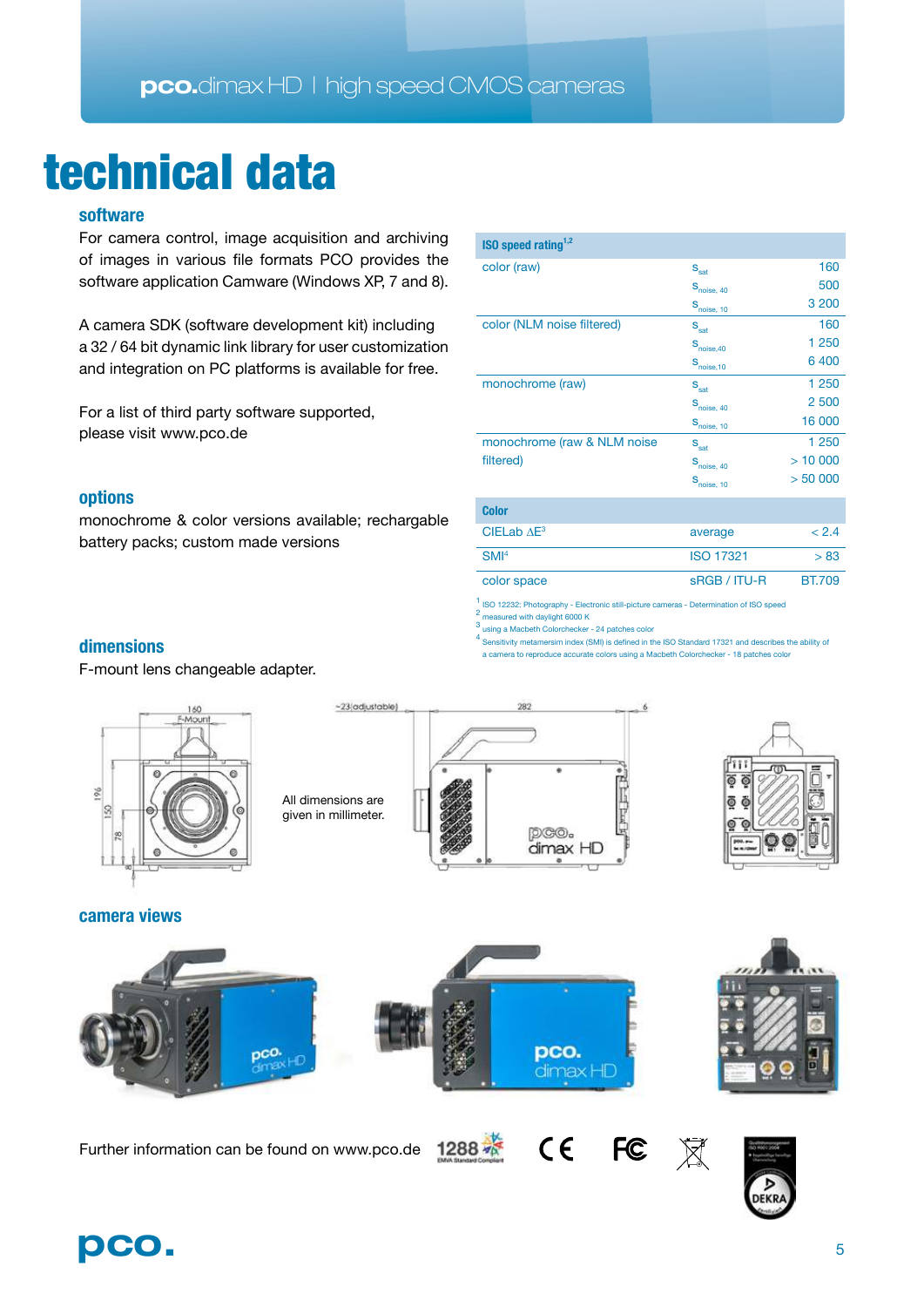# technical data

## software

For camera control, image acquisition and archiving of images in various file formats PCO provides the software application Camware (Windows XP, 7 and 8).

A camera SDK (software development kit) including a 32 / 64 bit dynamic link library for user customization and integration on PC platforms is available for free.

For a list of third party software supported, please visit www.pco.de

## options

monochrome & color versions available; rechargable battery packs; custom made versions

## dimensions

F-mount lens changeable adapter.

| ISO speed rating[1,2] | | |
|---|---|---|
| color (raw) | $s_{sat}$ | 160 |
| | $s_{noise,\ 40}$ | 500 |
| | $s_{noise,\ 10}$ | 3 200 |
| color (NLM noise filtered) | $s_{sat}$ | 160 |
| | $s_{noise,40}$ | 1 250 |
| | $s_{noise,10}$ | 6 400 |
| monochrome (raw) | $s_{sat}$ | 1 250 |
| | $s_{noise,\ 40}$ | 2 500 |
| | $s_{noise,\ 10}$ | 16 000 |
| monochrome (raw & NLM noise filtered) | $s_{sat}$ | 1 250 |
| | $s_{noise,\ 40}$ | > 10 000 |
| | $s_{noise,\ 10}$ | > 50 000 |

| Color | | |
|---|---|---|
| CIELab ΔE[3] | average | < 2.4 |
| SMI[4] | ISO 17321 | > 83 |
| color space | sRGB / ITU-R | BT.709 |

[1] ISO 12232: Photography - Electronic still-picture cameras - Determination of ISO speed
[2] measured with daylight 6000 K
[3] using a Macbeth Colorchecker - 24 patches color
[4] Sensitivity metamersim index (SMI) is defined in the ISO Standard 17321 and describes the ability of a camera to reproduce accurate colors using a Macbeth Colorchecker - 18 patches color

160 | F-Mount | 196 | 150 | 78 | 80

~23 (adjustable) | 282 | 6

All dimensions are given in millimeter.

## camera views

Further information can be found on www.pco.de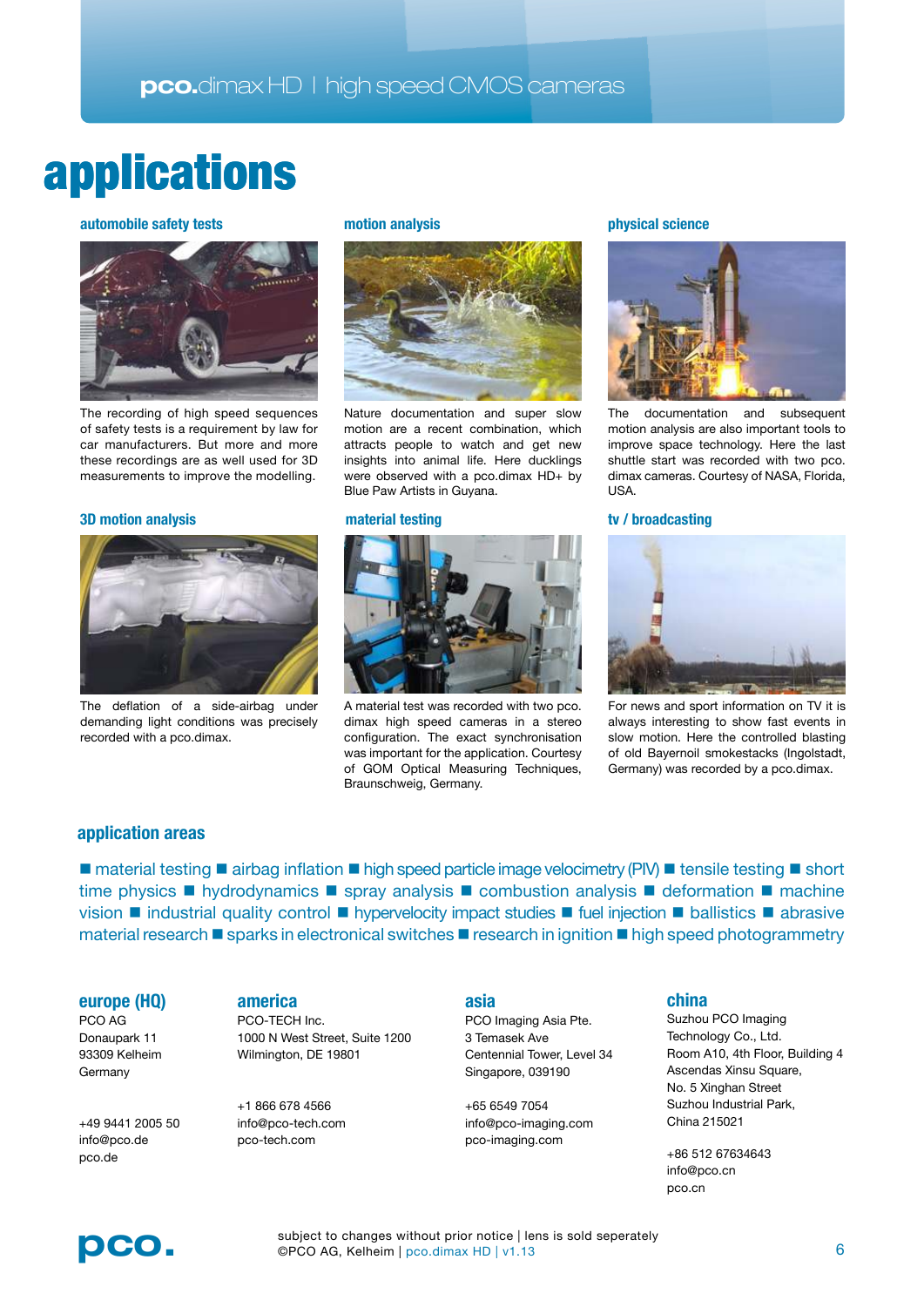# applications

### automobile safety tests

The recording of high speed sequences of safety tests is a requirement by law for car manufacturers. But more and more these recordings are as well used for 3D measurements to improve the modelling.

### motion analysis

Nature documentation and super slow motion are a recent combination, which attracts people to watch and get new insights into animal life. Here ducklings were observed with a pco.dimax HD+ by Blue Paw Artists in Guyana.

### physical science

The documentation and subsequent motion analysis are also important tools to improve space technology. Here the last shuttle start was recorded with two pco. dimax cameras. Courtesy of NASA, Florida, USA.

### 3D motion analysis

The deflation of a side-airbag under demanding light conditions was precisely recorded with a pco.dimax.

### material testing

A material test was recorded with two pco. dimax high speed cameras in a stereo configuration. The exact synchronisation was important for the application. Courtesy of GOM Optical Measuring Techniques, Braunschweig, Germany.

### tv / broadcasting

For news and sport information on TV it is always interesting to show fast events in slow motion. Here the controlled blasting of old Bayernoil smokestacks (Ingolstadt, Germany) was recorded by a pco.dimax.

## application areas

■ material testing ■ airbag inflation ■ high speed particle image velocimetry (PIV) ■ tensile testing ■ short time physics ■ hydrodynamics ■ spray analysis ■ combustion analysis ■ deformation ■ machine vision ■ industrial quality control ■ hypervelocity impact studies ■ fuel injection ■ ballistics ■ abrasive material research ■ sparks in electronical switches ■ research in ignition ■ high speed photogrammetry

### europe (HQ)

PCO AG
Donaupark 11
93309 Kelheim
Germany

+49 9441 2005 50
info@pco.de
pco.de

### america

PCO-TECH Inc.
1000 N West Street, Suite 1200
Wilmington, DE 19801

+1 866 678 4566
info@pco-tech.com
pco-tech.com

### asia

PCO Imaging Asia Pte.
3 Temasek Ave
Centennial Tower, Level 34
Singapore, 039190

+65 6549 7054
info@pco-imaging.com
pco-imaging.com

### china

Suzhou PCO Imaging
Technology Co., Ltd.
Room A10, 4th Floor, Building 4
Ascendas Xinsu Square,
No. 5 Xinghan Street
Suzhou Industrial Park,
China 215021

+86 512 67634643
info@pco.cn
pco.cn

pco.

subject to changes without prior notice | lens is sold seperately
©PCO AG, Kelheim | pco.dimax HD | v1.13